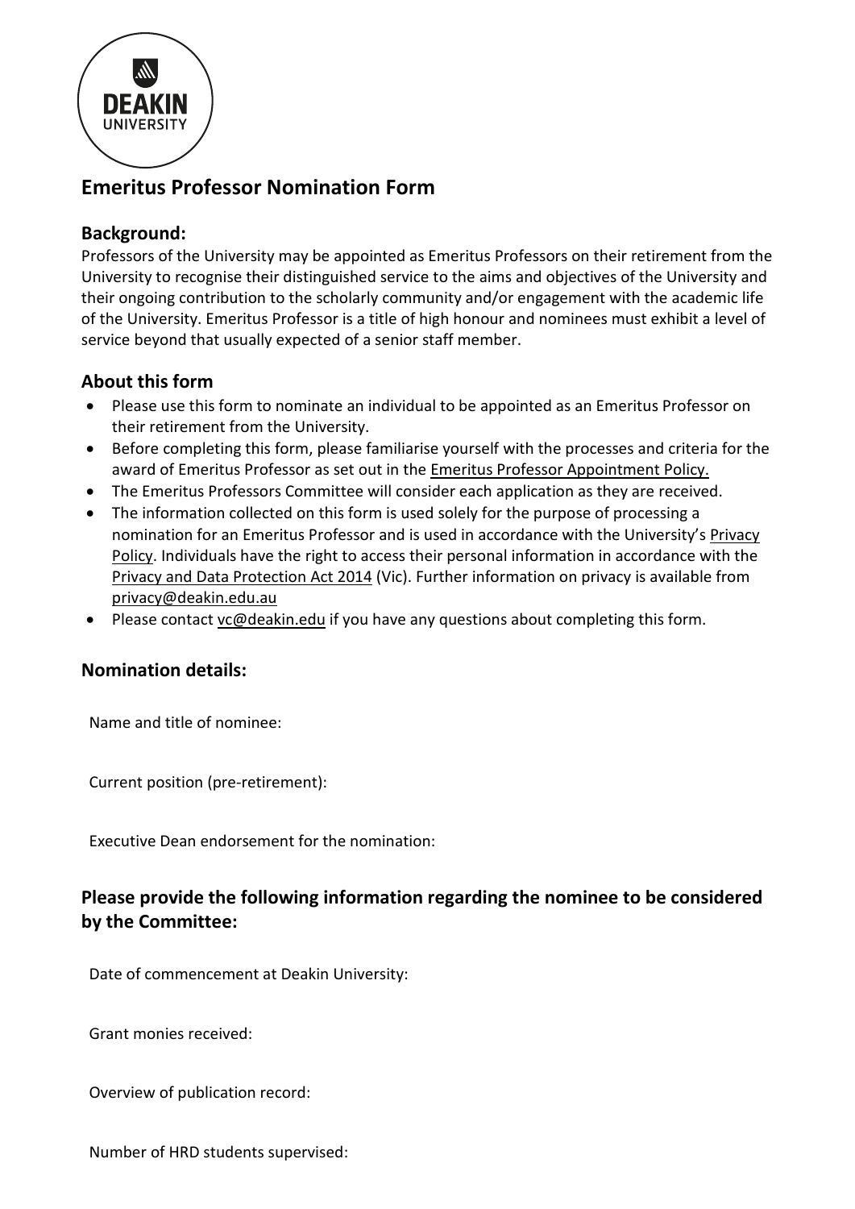DEAKIN UNIVERSITY

# Emeritus Professor Nomination Form

## Background:

Professors of the University may be appointed as Emeritus Professors on their retirement from the University to recognise their distinguished service to the aims and objectives of the University and their ongoing contribution to the scholarly community and/or engagement with the academic life of the University. Emeritus Professor is a title of high honour and nominees must exhibit a level of service beyond that usually expected of a senior staff member.

## About this form

- Please use this form to nominate an individual to be appointed as an Emeritus Professor on their retirement from the University.
- Before completing this form, please familiarise yourself with the processes and criteria for the award of Emeritus Professor as set out in the Emeritus Professor Appointment Policy.
- The Emeritus Professors Committee will consider each application as they are received.
- The information collected on this form is used solely for the purpose of processing a nomination for an Emeritus Professor and is used in accordance with the University's Privacy Policy. Individuals have the right to access their personal information in accordance with the Privacy and Data Protection Act 2014 (Vic). Further information on privacy is available from privacy@deakin.edu.au
- Please contact vc@deakin.edu if you have any questions about completing this form.

## Nomination details:

Name and title of nominee:

Current position (pre-retirement):

Executive Dean endorsement for the nomination:

## Please provide the following information regarding the nominee to be considered by the Committee:

Date of commencement at Deakin University:

Grant monies received:

Overview of publication record:

Number of HRD students supervised: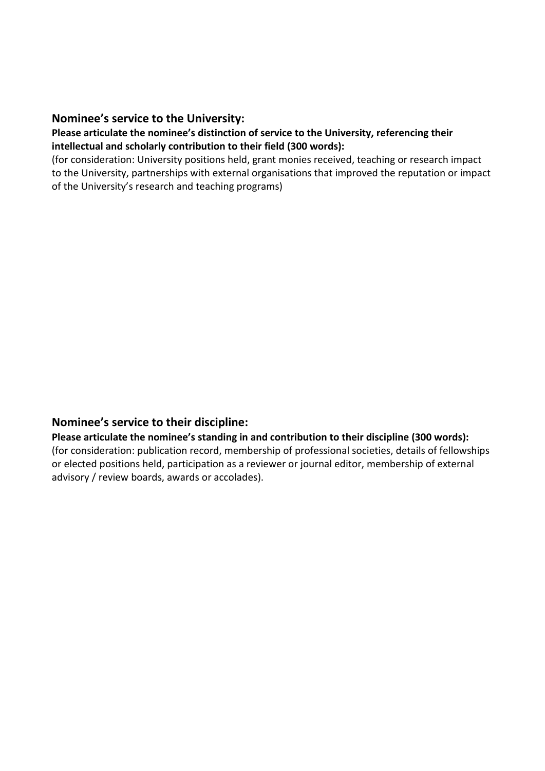## Nominee's service to the University:

**Please articulate the nominee's distinction of service to the University, referencing their intellectual and scholarly contribution to their field (300 words):**

(for consideration: University positions held, grant monies received, teaching or research impact to the University, partnerships with external organisations that improved the reputation or impact of the University's research and teaching programs)

## Nominee's service to their discipline:

**Please articulate the nominee's standing in and contribution to their discipline (300 words):**

(for consideration: publication record, membership of professional societies, details of fellowships or elected positions held, participation as a reviewer or journal editor, membership of external advisory / review boards, awards or accolades).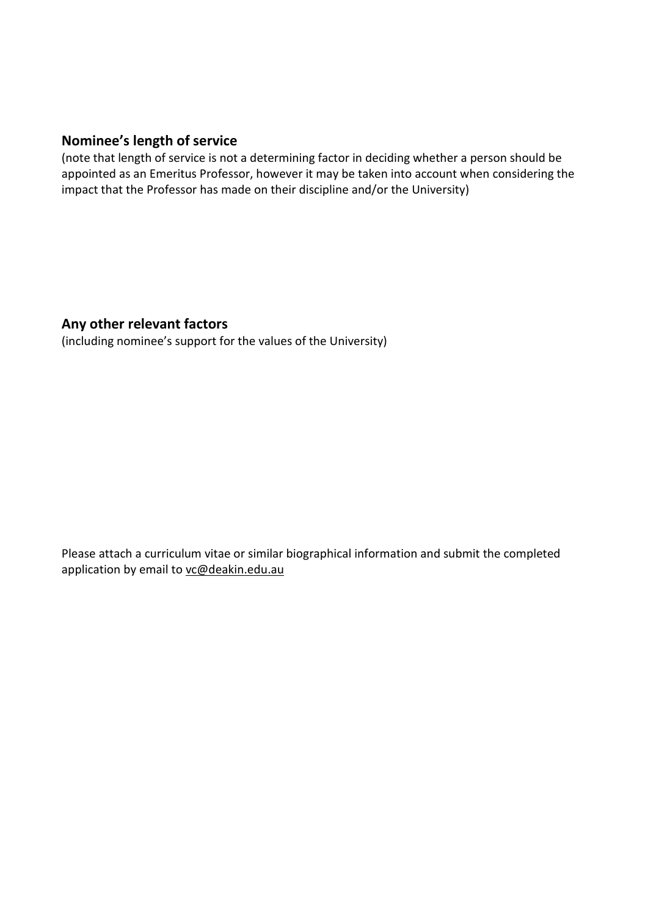## Nominee's length of service

(note that length of service is not a determining factor in deciding whether a person should be appointed as an Emeritus Professor, however it may be taken into account when considering the impact that the Professor has made on their discipline and/or the University)

## Any other relevant factors

(including nominee's support for the values of the University)

Please attach a curriculum vitae or similar biographical information and submit the completed application by email to vc@deakin.edu.au